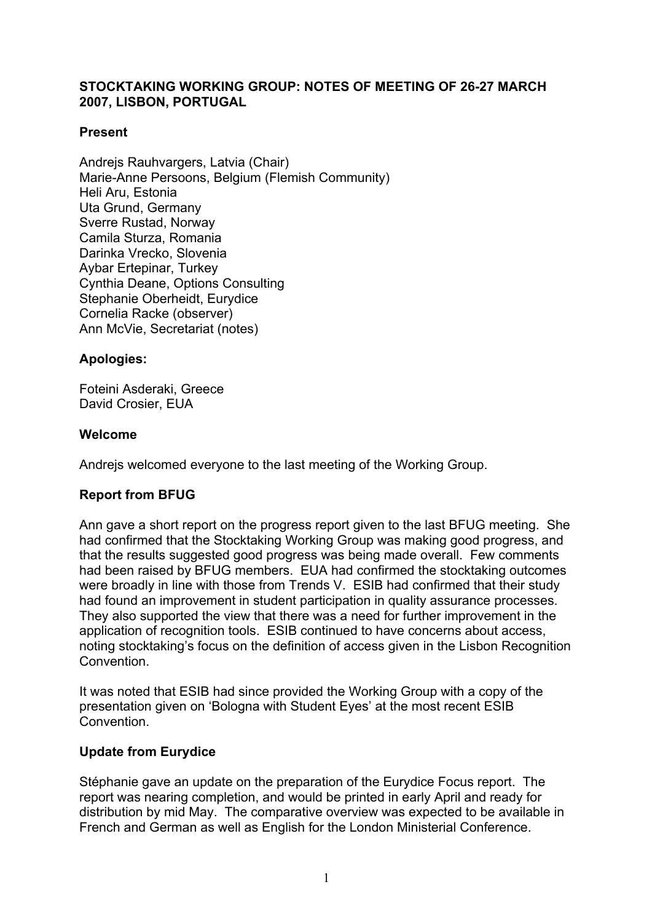**STOCKTAKING WORKING GROUP: NOTES OF MEETING OF 26-27 MARCH 2007, LISBON, PORTUGAL**

**Present**

Andrejs Rauhvargers, Latvia (Chair)
Marie-Anne Persoons, Belgium (Flemish Community)
Heli Aru, Estonia
Uta Grund, Germany
Sverre Rustad, Norway
Camila Sturza, Romania
Darinka Vrecko, Slovenia
Aybar Ertepinar, Turkey
Cynthia Deane, Options Consulting
Stephanie Oberheidt, Eurydice
Cornelia Racke (observer)
Ann McVie, Secretariat (notes)

**Apologies:**

Foteini Asderaki, Greece
David Crosier, EUA

**Welcome**

Andrejs welcomed everyone to the last meeting of the Working Group.

**Report from BFUG**

Ann gave a short report on the progress report given to the last BFUG meeting. She had confirmed that the Stocktaking Working Group was making good progress, and that the results suggested good progress was being made overall. Few comments had been raised by BFUG members. EUA had confirmed the stocktaking outcomes were broadly in line with those from Trends V. ESIB had confirmed that their study had found an improvement in student participation in quality assurance processes. They also supported the view that there was a need for further improvement in the application of recognition tools. ESIB continued to have concerns about access, noting stocktaking's focus on the definition of access given in the Lisbon Recognition Convention.

It was noted that ESIB had since provided the Working Group with a copy of the presentation given on 'Bologna with Student Eyes' at the most recent ESIB Convention.

**Update from Eurydice**

Stéphanie gave an update on the preparation of the Eurydice Focus report. The report was nearing completion, and would be printed in early April and ready for distribution by mid May. The comparative overview was expected to be available in French and German as well as English for the London Ministerial Conference.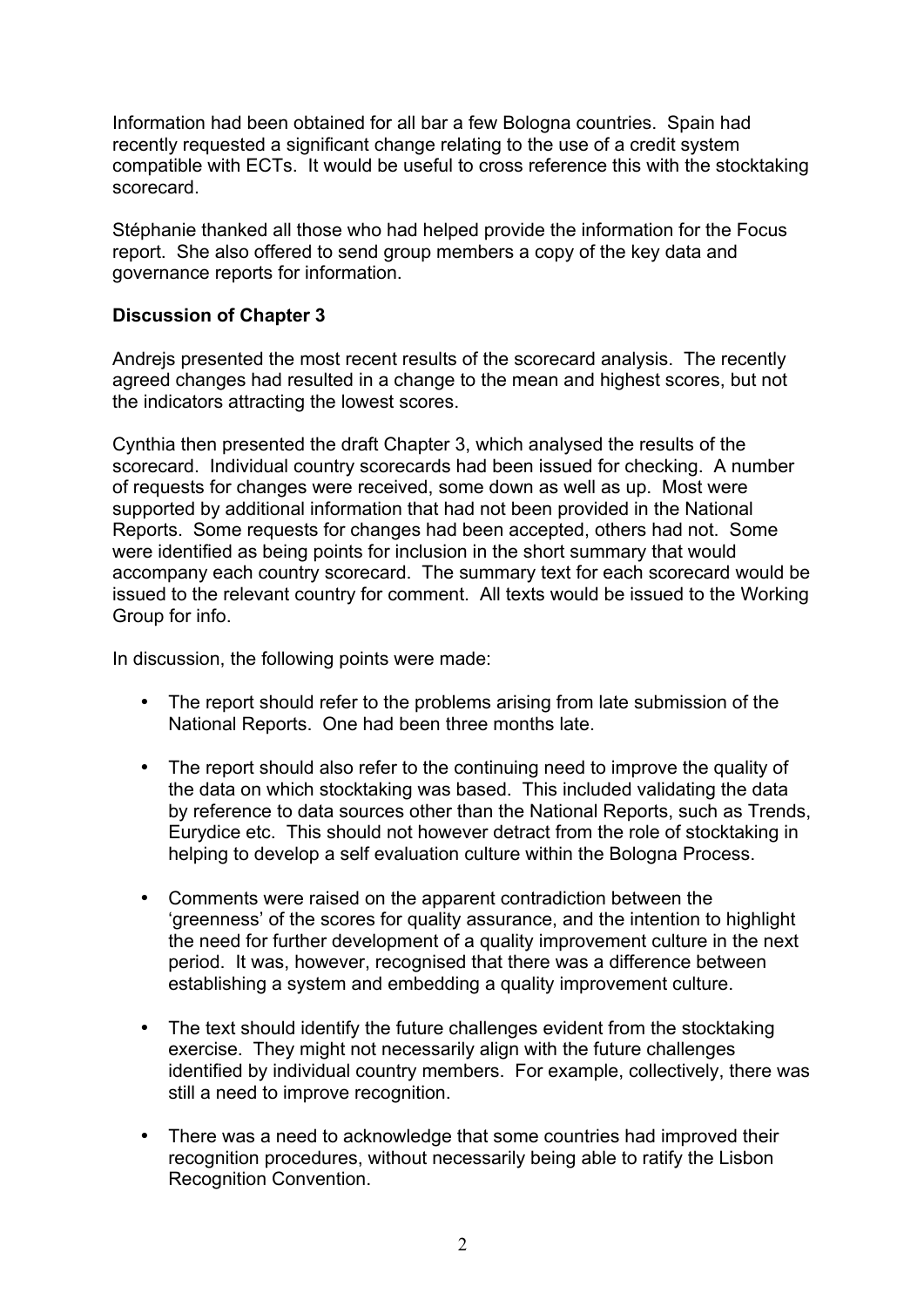Information had been obtained for all bar a few Bologna countries. Spain had recently requested a significant change relating to the use of a credit system compatible with ECTs. It would be useful to cross reference this with the stocktaking scorecard.

Stéphanie thanked all those who had helped provide the information for the Focus report. She also offered to send group members a copy of the key data and governance reports for information.

**Discussion of Chapter 3**

Andrejs presented the most recent results of the scorecard analysis. The recently agreed changes had resulted in a change to the mean and highest scores, but not the indicators attracting the lowest scores.

Cynthia then presented the draft Chapter 3, which analysed the results of the scorecard. Individual country scorecards had been issued for checking. A number of requests for changes were received, some down as well as up. Most were supported by additional information that had not been provided in the National Reports. Some requests for changes had been accepted, others had not. Some were identified as being points for inclusion in the short summary that would accompany each country scorecard. The summary text for each scorecard would be issued to the relevant country for comment. All texts would be issued to the Working Group for info.

In discussion, the following points were made:

- The report should refer to the problems arising from late submission of the National Reports. One had been three months late.
- The report should also refer to the continuing need to improve the quality of the data on which stocktaking was based. This included validating the data by reference to data sources other than the National Reports, such as Trends, Eurydice etc. This should not however detract from the role of stocktaking in helping to develop a self evaluation culture within the Bologna Process.
- Comments were raised on the apparent contradiction between the 'greenness' of the scores for quality assurance, and the intention to highlight the need for further development of a quality improvement culture in the next period. It was, however, recognised that there was a difference between establishing a system and embedding a quality improvement culture.
- The text should identify the future challenges evident from the stocktaking exercise. They might not necessarily align with the future challenges identified by individual country members. For example, collectively, there was still a need to improve recognition.
- There was a need to acknowledge that some countries had improved their recognition procedures, without necessarily being able to ratify the Lisbon Recognition Convention.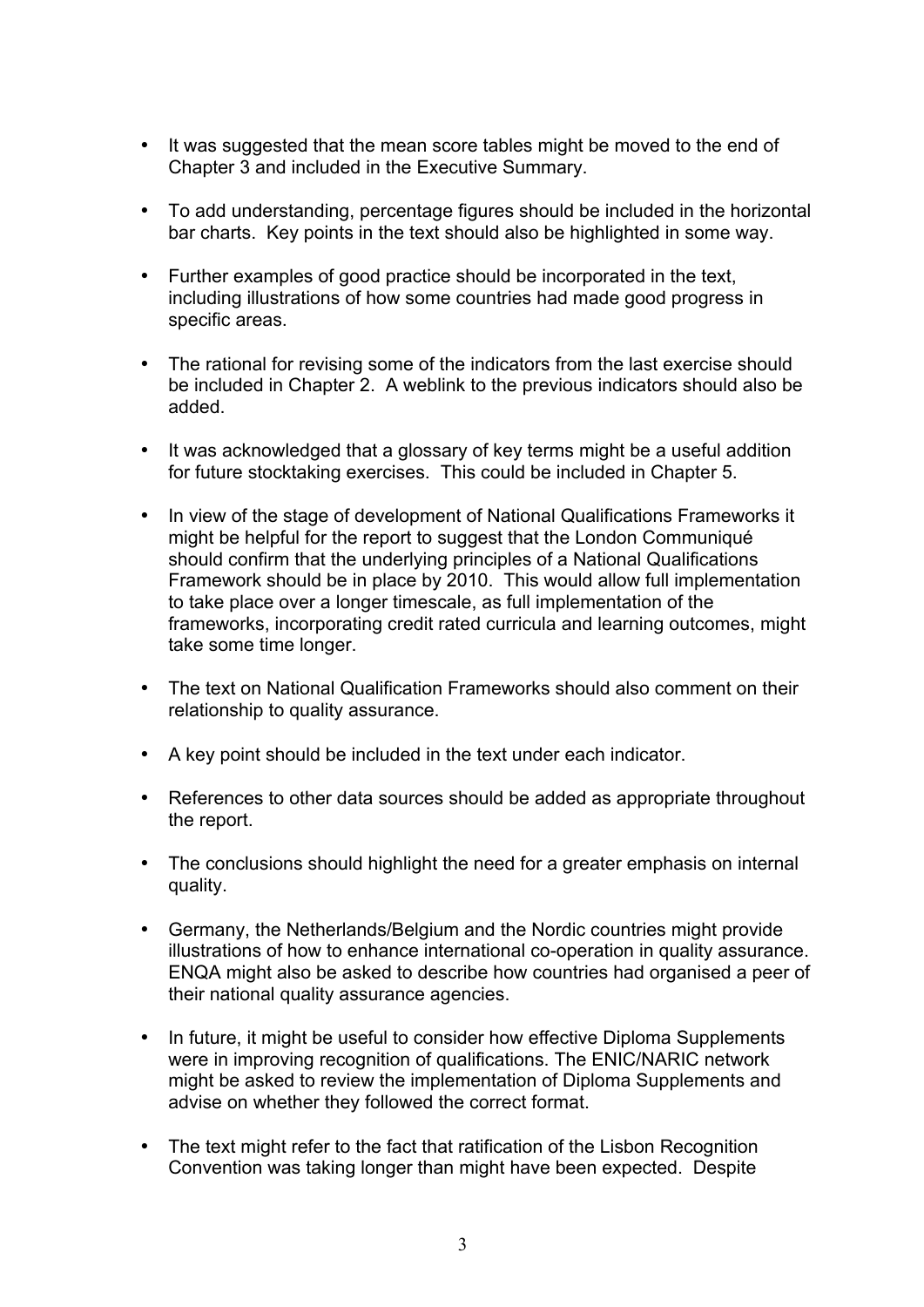- It was suggested that the mean score tables might be moved to the end of Chapter 3 and included in the Executive Summary.

- To add understanding, percentage figures should be included in the horizontal bar charts. Key points in the text should also be highlighted in some way.

- Further examples of good practice should be incorporated in the text, including illustrations of how some countries had made good progress in specific areas.

- The rational for revising some of the indicators from the last exercise should be included in Chapter 2. A weblink to the previous indicators should also be added.

- It was acknowledged that a glossary of key terms might be a useful addition for future stocktaking exercises. This could be included in Chapter 5.

- In view of the stage of development of National Qualifications Frameworks it might be helpful for the report to suggest that the London Communiqué should confirm that the underlying principles of a National Qualifications Framework should be in place by 2010. This would allow full implementation to take place over a longer timescale, as full implementation of the frameworks, incorporating credit rated curricula and learning outcomes, might take some time longer.

- The text on National Qualification Frameworks should also comment on their relationship to quality assurance.

- A key point should be included in the text under each indicator.

- References to other data sources should be added as appropriate throughout the report.

- The conclusions should highlight the need for a greater emphasis on internal quality.

- Germany, the Netherlands/Belgium and the Nordic countries might provide illustrations of how to enhance international co-operation in quality assurance. ENQA might also be asked to describe how countries had organised a peer of their national quality assurance agencies.

- In future, it might be useful to consider how effective Diploma Supplements were in improving recognition of qualifications. The ENIC/NARIC network might be asked to review the implementation of Diploma Supplements and advise on whether they followed the correct format.

- The text might refer to the fact that ratification of the Lisbon Recognition Convention was taking longer than might have been expected. Despite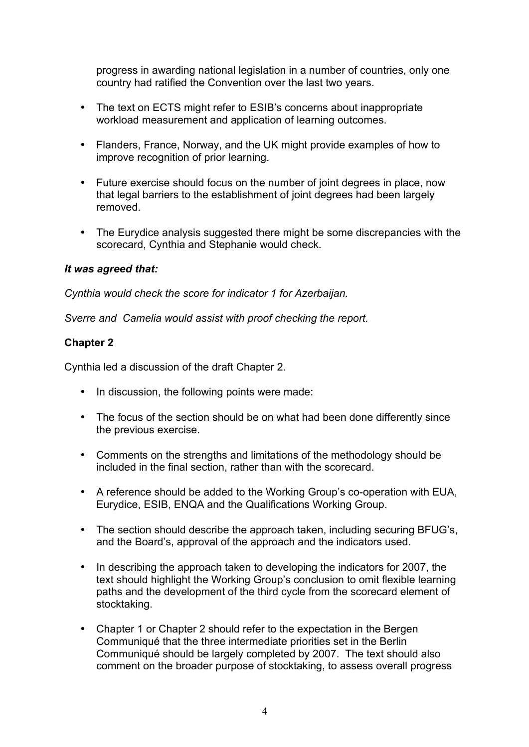progress in awarding national legislation in a number of countries, only one country had ratified the Convention over the last two years.

- The text on ECTS might refer to ESIB's concerns about inappropriate workload measurement and application of learning outcomes.
- Flanders, France, Norway, and the UK might provide examples of how to improve recognition of prior learning.
- Future exercise should focus on the number of joint degrees in place, now that legal barriers to the establishment of joint degrees had been largely removed.
- The Eurydice analysis suggested there might be some discrepancies with the scorecard, Cynthia and Stephanie would check.

***It was agreed that:***

*Cynthia would check the score for indicator 1 for Azerbaijan.*

*Sverre and Camelia would assist with proof checking the report.*

**Chapter 2**

Cynthia led a discussion of the draft Chapter 2.

- In discussion, the following points were made:
- The focus of the section should be on what had been done differently since the previous exercise.
- Comments on the strengths and limitations of the methodology should be included in the final section, rather than with the scorecard.
- A reference should be added to the Working Group's co-operation with EUA, Eurydice, ESIB, ENQA and the Qualifications Working Group.
- The section should describe the approach taken, including securing BFUG's, and the Board's, approval of the approach and the indicators used.
- In describing the approach taken to developing the indicators for 2007, the text should highlight the Working Group's conclusion to omit flexible learning paths and the development of the third cycle from the scorecard element of stocktaking.
- Chapter 1 or Chapter 2 should refer to the expectation in the Bergen Communiqué that the three intermediate priorities set in the Berlin Communiqué should be largely completed by 2007. The text should also comment on the broader purpose of stocktaking, to assess overall progress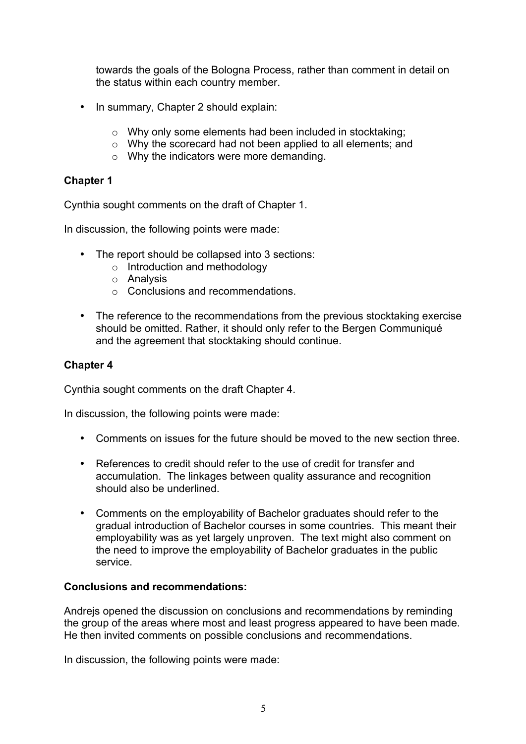towards the goals of the Bologna Process, rather than comment in detail on the status within each country member.

- In summary, Chapter 2 should explain:
    - Why only some elements had been included in stocktaking;
    - Why the scorecard had not been applied to all elements; and
    - Why the indicators were more demanding.

**Chapter 1**

Cynthia sought comments on the draft of Chapter 1.

In discussion, the following points were made:

- The report should be collapsed into 3 sections:
    - Introduction and methodology
    - Analysis
    - Conclusions and recommendations.
- The reference to the recommendations from the previous stocktaking exercise should be omitted. Rather, it should only refer to the Bergen Communiqué and the agreement that stocktaking should continue.

**Chapter 4**

Cynthia sought comments on the draft Chapter 4.

In discussion, the following points were made:

- Comments on issues for the future should be moved to the new section three.
- References to credit should refer to the use of credit for transfer and accumulation. The linkages between quality assurance and recognition should also be underlined.
- Comments on the employability of Bachelor graduates should refer to the gradual introduction of Bachelor courses in some countries. This meant their employability was as yet largely unproven. The text might also comment on the need to improve the employability of Bachelor graduates in the public service.

**Conclusions and recommendations:**

Andrejs opened the discussion on conclusions and recommendations by reminding the group of the areas where most and least progress appeared to have been made. He then invited comments on possible conclusions and recommendations.

In discussion, the following points were made: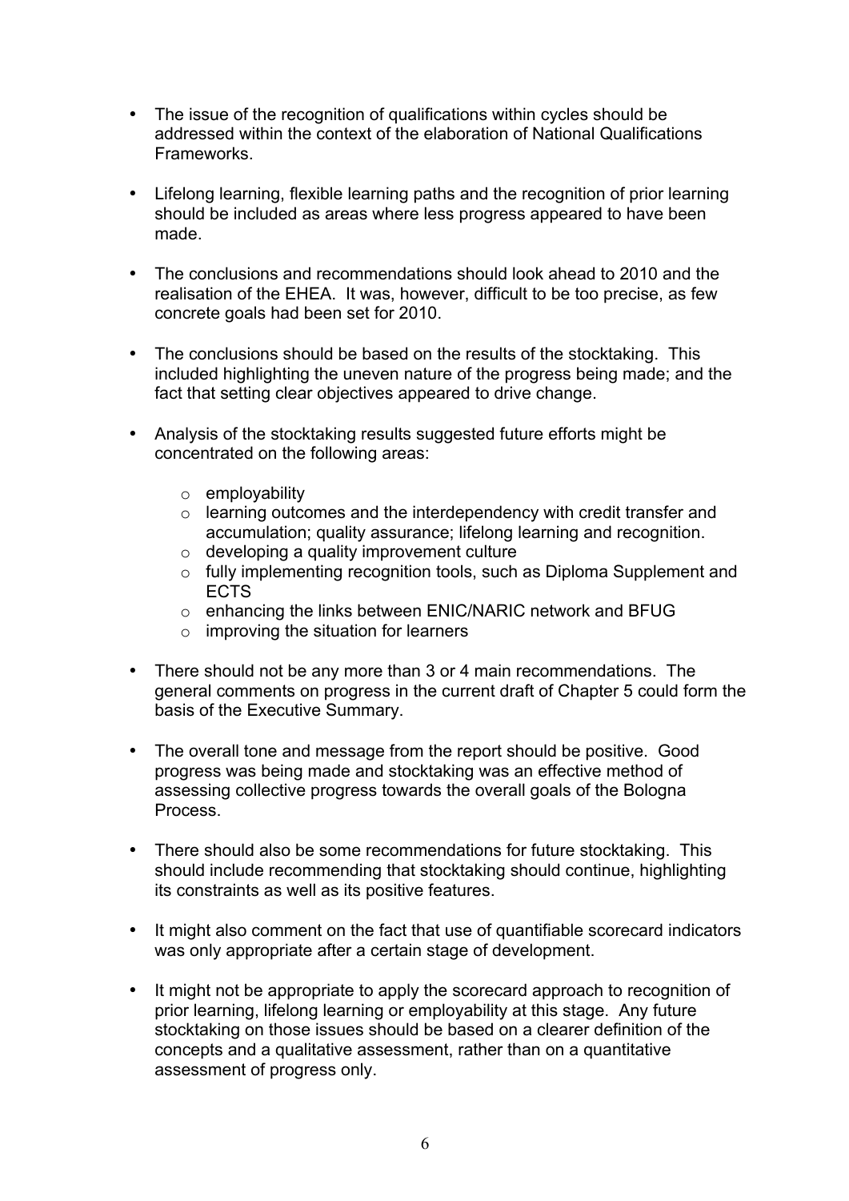- The issue of the recognition of qualifications within cycles should be addressed within the context of the elaboration of National Qualifications Frameworks.

- Lifelong learning, flexible learning paths and the recognition of prior learning should be included as areas where less progress appeared to have been made.

- The conclusions and recommendations should look ahead to 2010 and the realisation of the EHEA. It was, however, difficult to be too precise, as few concrete goals had been set for 2010.

- The conclusions should be based on the results of the stocktaking. This included highlighting the uneven nature of the progress being made; and the fact that setting clear objectives appeared to drive change.

- Analysis of the stocktaking results suggested future efforts might be concentrated on the following areas:

  - employability
  - learning outcomes and the interdependency with credit transfer and accumulation; quality assurance; lifelong learning and recognition.
  - developing a quality improvement culture
  - fully implementing recognition tools, such as Diploma Supplement and ECTS
  - enhancing the links between ENIC/NARIC network and BFUG
  - improving the situation for learners

- There should not be any more than 3 or 4 main recommendations. The general comments on progress in the current draft of Chapter 5 could form the basis of the Executive Summary.

- The overall tone and message from the report should be positive. Good progress was being made and stocktaking was an effective method of assessing collective progress towards the overall goals of the Bologna Process.

- There should also be some recommendations for future stocktaking. This should include recommending that stocktaking should continue, highlighting its constraints as well as its positive features.

- It might also comment on the fact that use of quantifiable scorecard indicators was only appropriate after a certain stage of development.

- It might not be appropriate to apply the scorecard approach to recognition of prior learning, lifelong learning or employability at this stage. Any future stocktaking on those issues should be based on a clearer definition of the concepts and a qualitative assessment, rather than on a quantitative assessment of progress only.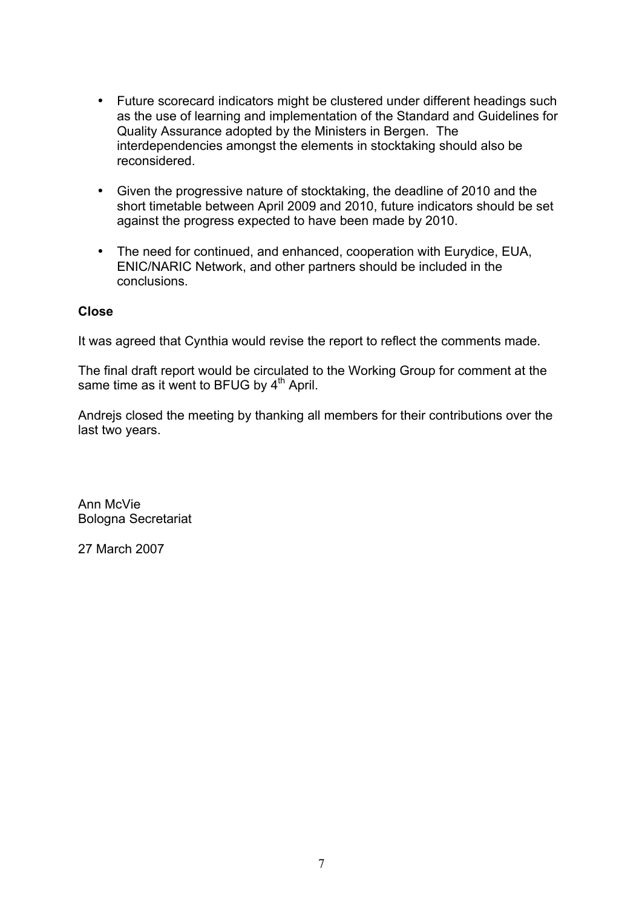- Future scorecard indicators might be clustered under different headings such as the use of learning and implementation of the Standard and Guidelines for Quality Assurance adopted by the Ministers in Bergen. The interdependencies amongst the elements in stocktaking should also be reconsidered.

- Given the progressive nature of stocktaking, the deadline of 2010 and the short timetable between April 2009 and 2010, future indicators should be set against the progress expected to have been made by 2010.

- The need for continued, and enhanced, cooperation with Eurydice, EUA, ENIC/NARIC Network, and other partners should be included in the conclusions.

**Close**

It was agreed that Cynthia would revise the report to reflect the comments made.

The final draft report would be circulated to the Working Group for comment at the same time as it went to BFUG by 4th April.

Andrejs closed the meeting by thanking all members for their contributions over the last two years.

Ann McVie
Bologna Secretariat

27 March 2007